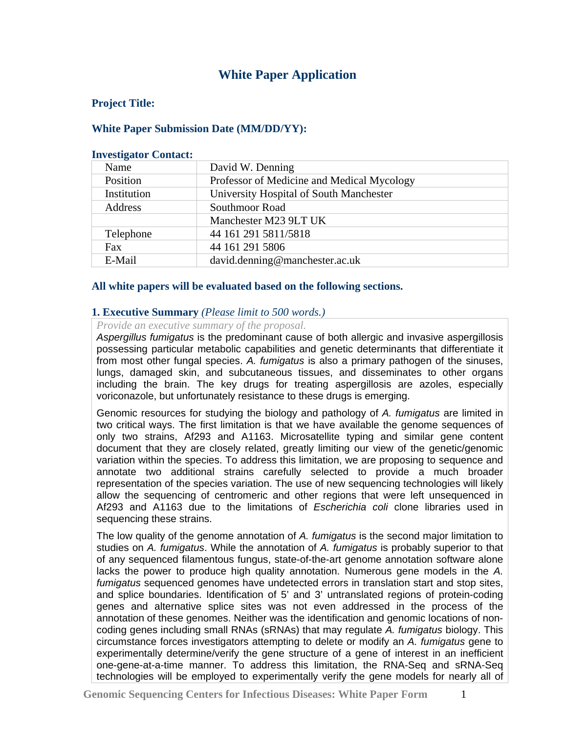# White Paper Application

**Project Title:**

**White Paper Submission Date (MM/DD/YY):**

**Investigator Contact:**

| | |
|---|---|
| Name | David W. Denning |
| Position | Professor of Medicine and Medical Mycology |
| Institution | University Hospital of South Manchester |
| Address | Southmoor Road |
| | Manchester M23 9LT UK |
| Telephone | 44 161 291 5811/5818 |
| Fax | 44 161 291 5806 |
| E-Mail | david.denning@manchester.ac.uk |

**All white papers will be evaluated based on the following sections.**

## 1. Executive Summary *(Please limit to 500 words.)*

*Provide an executive summary of the proposal.*

*Aspergillus fumigatus* is the predominant cause of both allergic and invasive aspergillosis possessing particular metabolic capabilities and genetic determinants that differentiate it from most other fungal species. *A. fumigatus* is also a primary pathogen of the sinuses, lungs, damaged skin, and subcutaneous tissues, and disseminates to other organs including the brain. The key drugs for treating aspergillosis are azoles, especially voriconazole, but unfortunately resistance to these drugs is emerging.

Genomic resources for studying the biology and pathology of *A. fumigatus* are limited in two critical ways. The first limitation is that we have available the genome sequences of only two strains, Af293 and A1163. Microsatellite typing and similar gene content document that they are closely related, greatly limiting our view of the genetic/genomic variation within the species. To address this limitation, we are proposing to sequence and annotate two additional strains carefully selected to provide a much broader representation of the species variation. The use of new sequencing technologies will likely allow the sequencing of centromeric and other regions that were left unsequenced in Af293 and A1163 due to the limitations of *Escherichia coli* clone libraries used in sequencing these strains.

The low quality of the genome annotation of *A. fumigatus* is the second major limitation to studies on *A. fumigatus*. While the annotation of *A. fumigatus* is probably superior to that of any sequenced filamentous fungus, state-of-the-art genome annotation software alone lacks the power to produce high quality annotation. Numerous gene models in the *A. fumigatus* sequenced genomes have undetected errors in translation start and stop sites, and splice boundaries. Identification of 5' and 3' untranslated regions of protein-coding genes and alternative splice sites was not even addressed in the process of the annotation of these genomes. Neither was the identification and genomic locations of non-coding genes including small RNAs (sRNAs) that may regulate *A. fumigatus* biology. This circumstance forces investigators attempting to delete or modify an *A. fumigatus* gene to experimentally determine/verify the gene structure of a gene of interest in an inefficient one-gene-at-a-time manner. To address this limitation, the RNA-Seq and sRNA-Seq technologies will be employed to experimentally verify the gene models for nearly all of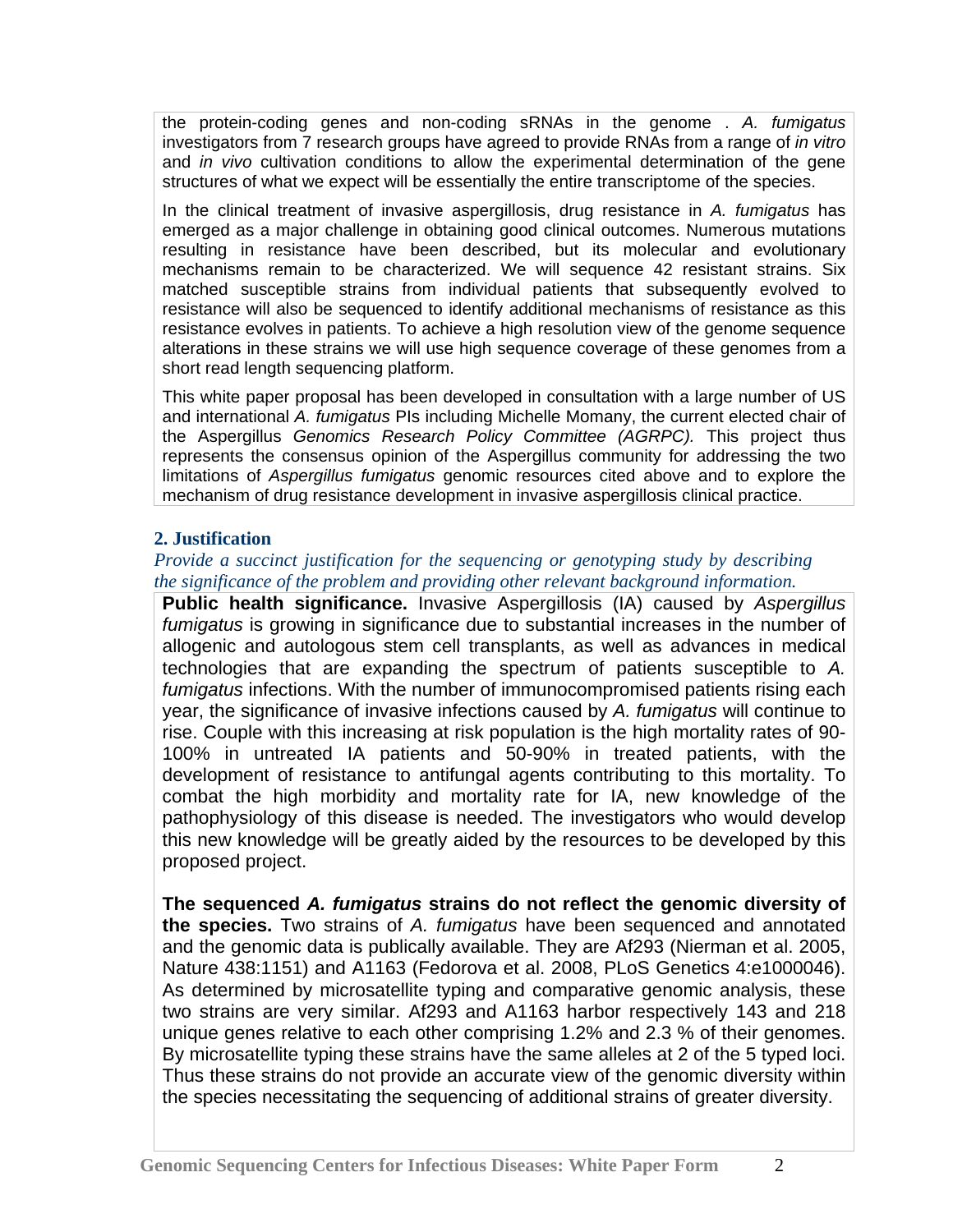the protein-coding genes and non-coding sRNAs in the genome . *A. fumigatus* investigators from 7 research groups have agreed to provide RNAs from a range of *in vitro* and *in vivo* cultivation conditions to allow the experimental determination of the gene structures of what we expect will be essentially the entire transcriptome of the species.

In the clinical treatment of invasive aspergillosis, drug resistance in *A. fumigatus* has emerged as a major challenge in obtaining good clinical outcomes. Numerous mutations resulting in resistance have been described, but its molecular and evolutionary mechanisms remain to be characterized. We will sequence 42 resistant strains. Six matched susceptible strains from individual patients that subsequently evolved to resistance will also be sequenced to identify additional mechanisms of resistance as this resistance evolves in patients. To achieve a high resolution view of the genome sequence alterations in these strains we will use high sequence coverage of these genomes from a short read length sequencing platform.

This white paper proposal has been developed in consultation with a large number of US and international *A. fumigatus* PIs including Michelle Momany, the current elected chair of the Aspergillus *Genomics Research Policy Committee (AGRPC).* This project thus represents the consensus opinion of the Aspergillus community for addressing the two limitations of *Aspergillus fumigatus* genomic resources cited above and to explore the mechanism of drug resistance development in invasive aspergillosis clinical practice.

## 2. Justification

*Provide a succinct justification for the sequencing or genotyping study by describing the significance of the problem and providing other relevant background information.*

**Public health significance.** Invasive Aspergillosis (IA) caused by *Aspergillus fumigatus* is growing in significance due to substantial increases in the number of allogenic and autologous stem cell transplants, as well as advances in medical technologies that are expanding the spectrum of patients susceptible to *A. fumigatus* infections. With the number of immunocompromised patients rising each year, the significance of invasive infections caused by *A. fumigatus* will continue to rise. Couple with this increasing at risk population is the high mortality rates of 90-100% in untreated IA patients and 50-90% in treated patients, with the development of resistance to antifungal agents contributing to this mortality. To combat the high morbidity and mortality rate for IA, new knowledge of the pathophysiology of this disease is needed. The investigators who would develop this new knowledge will be greatly aided by the resources to be developed by this proposed project.

**The sequenced *A. fumigatus* strains do not reflect the genomic diversity of the species.** Two strains of *A. fumigatus* have been sequenced and annotated and the genomic data is publically available. They are Af293 (Nierman et al. 2005, Nature 438:1151) and A1163 (Fedorova et al. 2008, PLoS Genetics 4:e1000046). As determined by microsatellite typing and comparative genomic analysis, these two strains are very similar. Af293 and A1163 harbor respectively 143 and 218 unique genes relative to each other comprising 1.2% and 2.3 % of their genomes. By microsatellite typing these strains have the same alleles at 2 of the 5 typed loci. Thus these strains do not provide an accurate view of the genomic diversity within the species necessitating the sequencing of additional strains of greater diversity.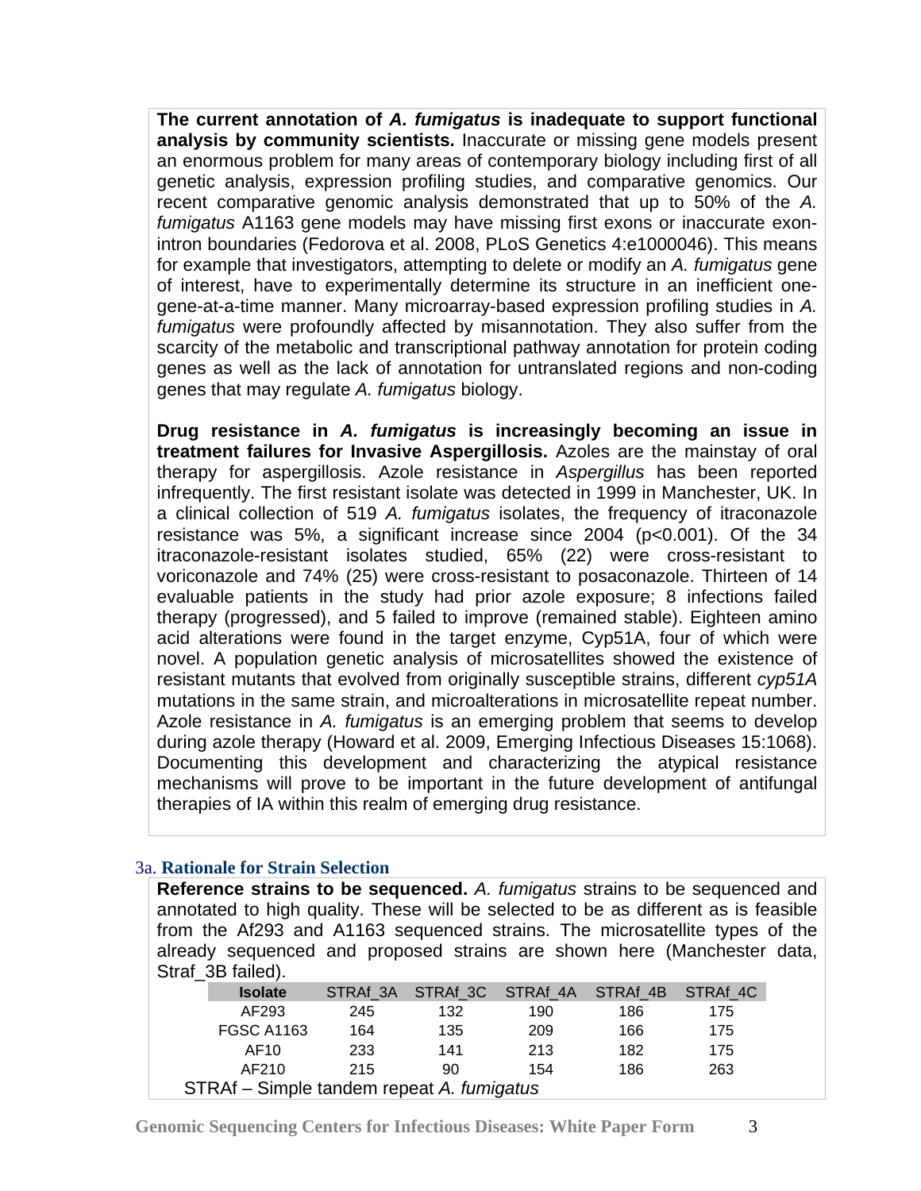**The current annotation of *A. fumigatus* is inadequate to support functional analysis by community scientists.** Inaccurate or missing gene models present an enormous problem for many areas of contemporary biology including first of all genetic analysis, expression profiling studies, and comparative genomics. Our recent comparative genomic analysis demonstrated that up to 50% of the *A. fumigatus* A1163 gene models may have missing first exons or inaccurate exon-intron boundaries (Fedorova et al. 2008, PLoS Genetics 4:e1000046). This means for example that investigators, attempting to delete or modify an *A. fumigatus* gene of interest, have to experimentally determine its structure in an inefficient one-gene-at-a-time manner. Many microarray-based expression profiling studies in *A. fumigatus* were profoundly affected by misannotation. They also suffer from the scarcity of the metabolic and transcriptional pathway annotation for protein coding genes as well as the lack of annotation for untranslated regions and non-coding genes that may regulate *A. fumigatus* biology.

**Drug resistance in *A. fumigatus* is increasingly becoming an issue in treatment failures for Invasive Aspergillosis.** Azoles are the mainstay of oral therapy for aspergillosis. Azole resistance in *Aspergillus* has been reported infrequently. The first resistant isolate was detected in 1999 in Manchester, UK. In a clinical collection of 519 *A. fumigatus* isolates, the frequency of itraconazole resistance was 5%, a significant increase since 2004 ($p<0.001$). Of the 34 itraconazole-resistant isolates studied, 65% (22) were cross-resistant to voriconazole and 74% (25) were cross-resistant to posaconazole. Thirteen of 14 evaluable patients in the study had prior azole exposure; 8 infections failed therapy (progressed), and 5 failed to improve (remained stable). Eighteen amino acid alterations were found in the target enzyme, Cyp51A, four of which were novel. A population genetic analysis of microsatellites showed the existence of resistant mutants that evolved from originally susceptible strains, different *cyp51A* mutations in the same strain, and microalterations in microsatellite repeat number. Azole resistance in *A. fumigatus* is an emerging problem that seems to develop during azole therapy (Howard et al. 2009, Emerging Infectious Diseases 15:1068). Documenting this development and characterizing the atypical resistance mechanisms will prove to be important in the future development of antifungal therapies of IA within this realm of emerging drug resistance.

### 3a. Rationale for Strain Selection

**Reference strains to be sequenced.** *A. fumigatus* strains to be sequenced and annotated to high quality. These will be selected to be as different as is feasible from the Af293 and A1163 sequenced strains. The microsatellite types of the already sequenced and proposed strains are shown here (Manchester data, Straf_3B failed).

| Isolate | STRAf_3A | STRAf_3C | STRAf_4A | STRAf_4B | STRAf_4C |
|---|---|---|---|---|---|
| AF293 | 245 | 132 | 190 | 186 | 175 |
| FGSC A1163 | 164 | 135 | 209 | 166 | 175 |
| AF10 | 233 | 141 | 213 | 182 | 175 |
| AF210 | 215 | 90 | 154 | 186 | 263 |

STRAf – Simple tandem repeat *A. fumigatus*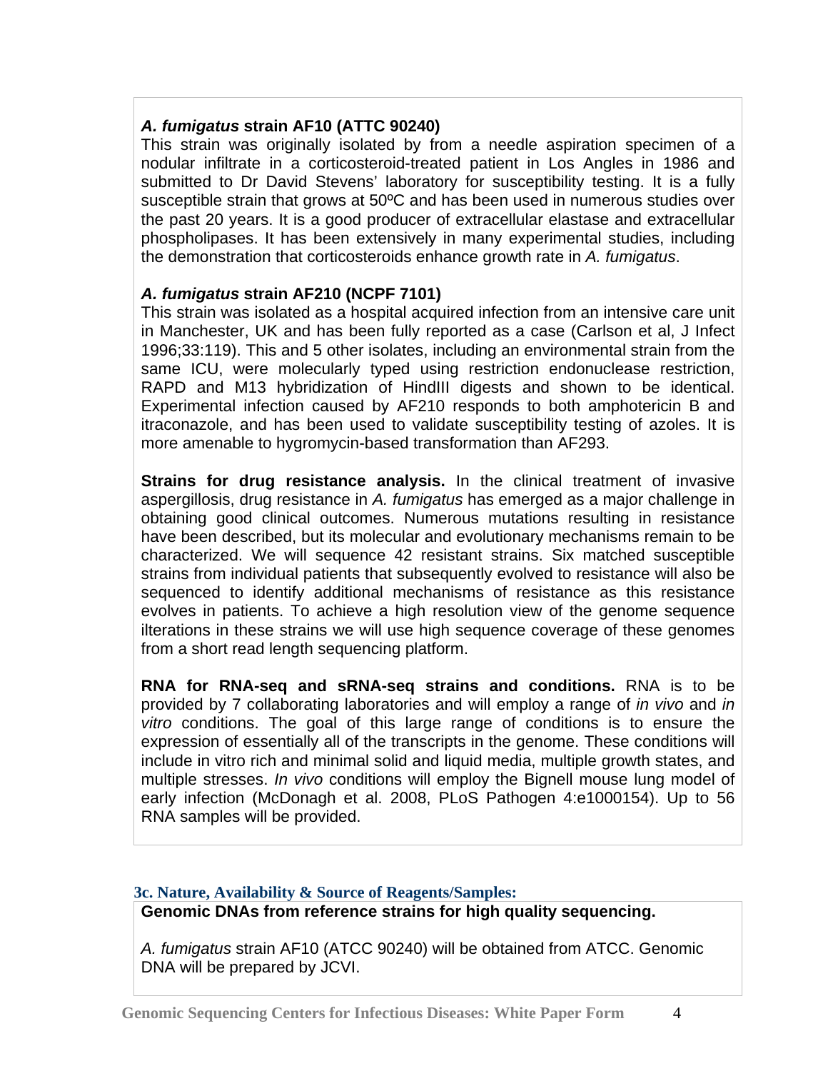***A. fumigatus* strain AF10 (ATTC 90240)**
This strain was originally isolated by from a needle aspiration specimen of a nodular infiltrate in a corticosteroid-treated patient in Los Angles in 1986 and submitted to Dr David Stevens' laboratory for susceptibility testing. It is a fully susceptible strain that grows at 50ºC and has been used in numerous studies over the past 20 years. It is a good producer of extracellular elastase and extracellular phospholipases. It has been extensively in many experimental studies, including the demonstration that corticosteroids enhance growth rate in *A. fumigatus*.

***A. fumigatus* strain AF210 (NCPF 7101)**
This strain was isolated as a hospital acquired infection from an intensive care unit in Manchester, UK and has been fully reported as a case (Carlson et al, J Infect 1996;33:119). This and 5 other isolates, including an environmental strain from the same ICU, were molecularly typed using restriction endonuclease restriction, RAPD and M13 hybridization of HindIII digests and shown to be identical. Experimental infection caused by AF210 responds to both amphotericin B and itraconazole, and has been used to validate susceptibility testing of azoles. It is more amenable to hygromycin-based transformation than AF293.

**Strains for drug resistance analysis.** In the clinical treatment of invasive aspergillosis, drug resistance in *A. fumigatus* has emerged as a major challenge in obtaining good clinical outcomes. Numerous mutations resulting in resistance have been described, but its molecular and evolutionary mechanisms remain to be characterized. We will sequence 42 resistant strains. Six matched susceptible strains from individual patients that subsequently evolved to resistance will also be sequenced to identify additional mechanisms of resistance as this resistance evolves in patients. To achieve a high resolution view of the genome sequence ilterations in these strains we will use high sequence coverage of these genomes from a short read length sequencing platform.

**RNA for RNA-seq and sRNA-seq strains and conditions.** RNA is to be provided by 7 collaborating laboratories and will employ a range of *in vivo* and *in vitro* conditions. The goal of this large range of conditions is to ensure the expression of essentially all of the transcripts in the genome. These conditions will include in vitro rich and minimal solid and liquid media, multiple growth states, and multiple stresses. *In vivo* conditions will employ the Bignell mouse lung model of early infection (McDonagh et al. 2008, PLoS Pathogen 4:e1000154). Up to 56 RNA samples will be provided.

### 3c. Nature, Availability & Source of Reagents/Samples:

**Genomic DNAs from reference strains for high quality sequencing.**

*A. fumigatus* strain AF10 (ATCC 90240) will be obtained from ATCC. Genomic DNA will be prepared by JCVI.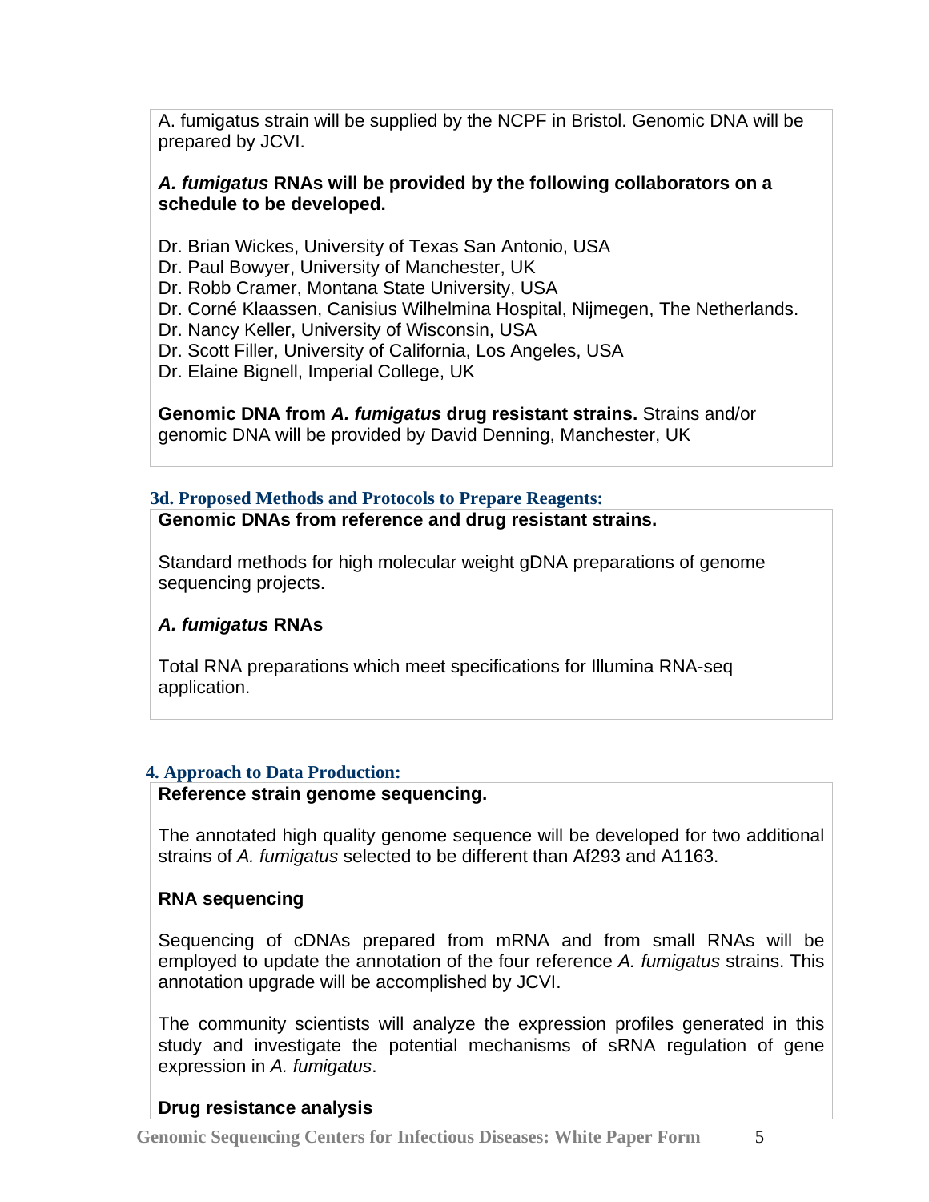A. fumigatus strain will be supplied by the NCPF in Bristol. Genomic DNA will be prepared by JCVI.

***A. fumigatus* RNAs will be provided by the following collaborators on a schedule to be developed.**

Dr. Brian Wickes, University of Texas San Antonio, USA
Dr. Paul Bowyer, University of Manchester, UK
Dr. Robb Cramer, Montana State University, USA
Dr. Corné Klaassen, Canisius Wilhelmina Hospital, Nijmegen, The Netherlands.
Dr. Nancy Keller, University of Wisconsin, USA
Dr. Scott Filler, University of California, Los Angeles, USA
Dr. Elaine Bignell, Imperial College, UK

**Genomic DNA from *A. fumigatus* drug resistant strains.** Strains and/or genomic DNA will be provided by David Denning, Manchester, UK

### 3d. Proposed Methods and Protocols to Prepare Reagents:

**Genomic DNAs from reference and drug resistant strains.**

Standard methods for high molecular weight gDNA preparations of genome sequencing projects.

***A. fumigatus* RNAs**

Total RNA preparations which meet specifications for Illumina RNA-seq application.

## 4. Approach to Data Production:

**Reference strain genome sequencing.**

The annotated high quality genome sequence will be developed for two additional strains of *A. fumigatus* selected to be different than Af293 and A1163.

**RNA sequencing**

Sequencing of cDNAs prepared from mRNA and from small RNAs will be employed to update the annotation of the four reference *A. fumigatus* strains. This annotation upgrade will be accomplished by JCVI.

The community scientists will analyze the expression profiles generated in this study and investigate the potential mechanisms of sRNA regulation of gene expression in *A. fumigatus*.

**Drug resistance analysis**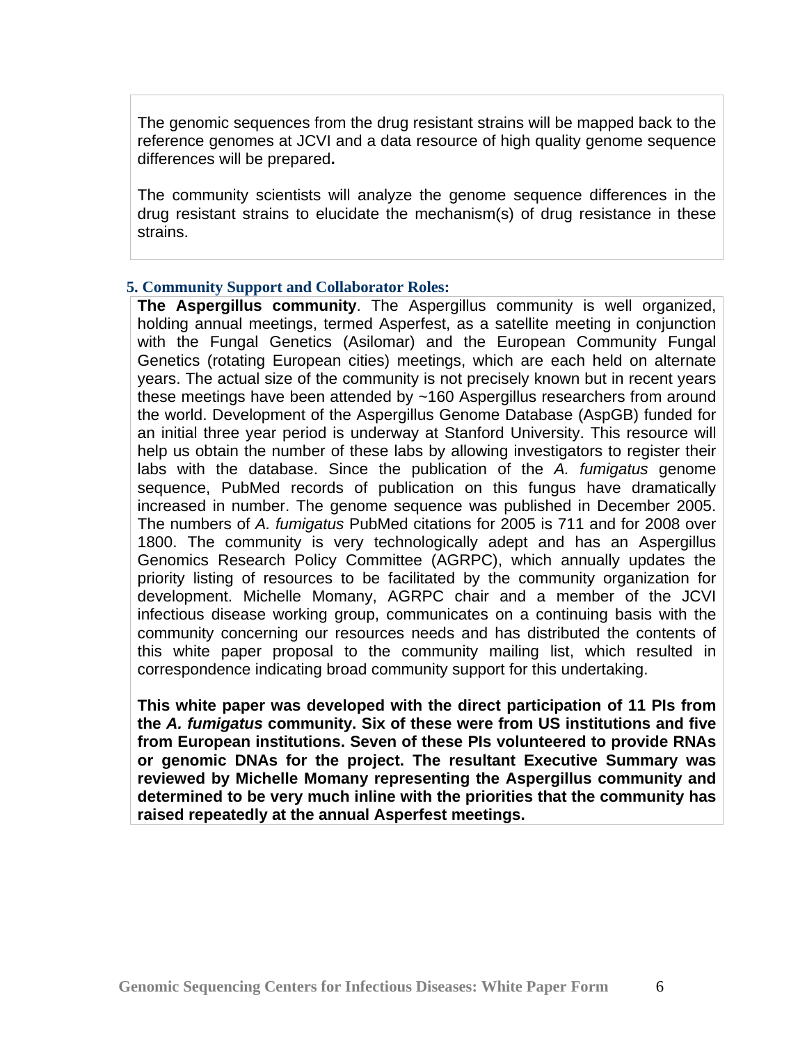The genomic sequences from the drug resistant strains will be mapped back to the reference genomes at JCVI and a data resource of high quality genome sequence differences will be prepared**.**

The community scientists will analyze the genome sequence differences in the drug resistant strains to elucidate the mechanism(s) of drug resistance in these strains.

## 5. Community Support and Collaborator Roles:

**The Aspergillus community**. The Aspergillus community is well organized, holding annual meetings, termed Asperfest, as a satellite meeting in conjunction with the Fungal Genetics (Asilomar) and the European Community Fungal Genetics (rotating European cities) meetings, which are each held on alternate years. The actual size of the community is not precisely known but in recent years these meetings have been attended by ~160 Aspergillus researchers from around the world. Development of the Aspergillus Genome Database (AspGB) funded for an initial three year period is underway at Stanford University. This resource will help us obtain the number of these labs by allowing investigators to register their labs with the database. Since the publication of the *A. fumigatus* genome sequence, PubMed records of publication on this fungus have dramatically increased in number. The genome sequence was published in December 2005. The numbers of *A. fumigatus* PubMed citations for 2005 is 711 and for 2008 over 1800. The community is very technologically adept and has an Aspergillus Genomics Research Policy Committee (AGRPC), which annually updates the priority listing of resources to be facilitated by the community organization for development. Michelle Momany, AGRPC chair and a member of the JCVI infectious disease working group, communicates on a continuing basis with the community concerning our resources needs and has distributed the contents of this white paper proposal to the community mailing list, which resulted in correspondence indicating broad community support for this undertaking.

**This white paper was developed with the direct participation of 11 PIs from the *A. fumigatus* community. Six of these were from US institutions and five from European institutions. Seven of these PIs volunteered to provide RNAs or genomic DNAs for the project. The resultant Executive Summary was reviewed by Michelle Momany representing the Aspergillus community and determined to be very much inline with the priorities that the community has raised repeatedly at the annual Asperfest meetings.**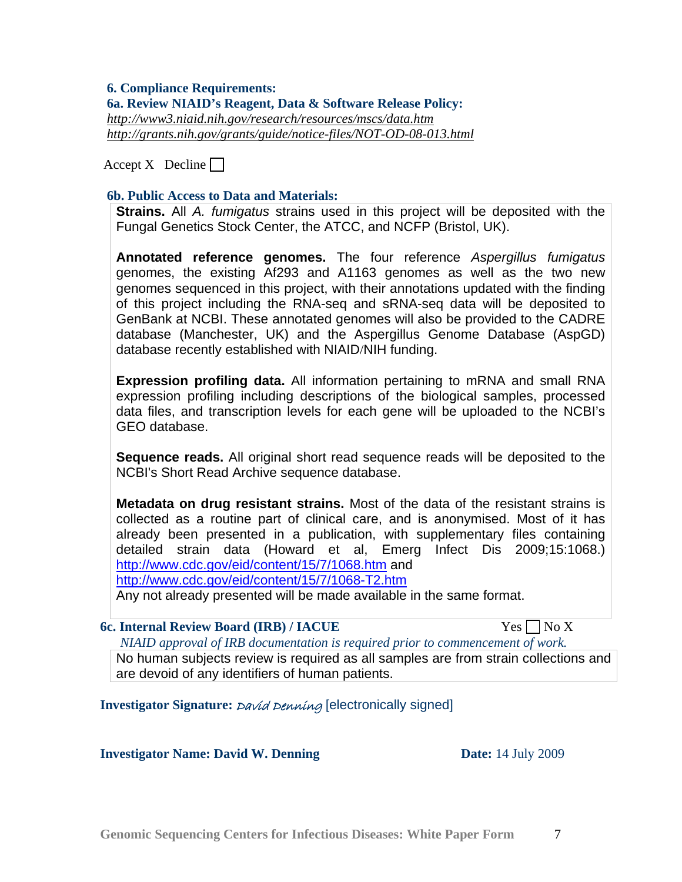**6. Compliance Requirements:**

**6a. Review NIAID's Reagent, Data & Software Release Policy:**

*http://www3.niaid.nih.gov/research/resources/mscs/data.htm*

*http://grants.nih.gov/grants/guide/notice-files/NOT-OD-08-013.html*

Accept X Decline ☐

**6b. Public Access to Data and Materials:**

**Strains.** All *A. fumigatus* strains used in this project will be deposited with the Fungal Genetics Stock Center, the ATCC, and NCFP (Bristol, UK).

**Annotated reference genomes.** The four reference *Aspergillus fumigatus* genomes, the existing Af293 and A1163 genomes as well as the two new genomes sequenced in this project, with their annotations updated with the finding of this project including the RNA-seq and sRNA-seq data will be deposited to GenBank at NCBI. These annotated genomes will also be provided to the CADRE database (Manchester, UK) and the Aspergillus Genome Database (AspGD) database recently established with NIAID/NIH funding.

**Expression profiling data.** All information pertaining to mRNA and small RNA expression profiling including descriptions of the biological samples, processed data files, and transcription levels for each gene will be uploaded to the NCBI's GEO database.

**Sequence reads.** All original short read sequence reads will be deposited to the NCBI's Short Read Archive sequence database.

**Metadata on drug resistant strains.** Most of the data of the resistant strains is collected as a routine part of clinical care, and is anonymised. Most of it has already been presented in a publication, with supplementary files containing detailed strain data (Howard et al, Emerg Infect Dis 2009;15:1068.) http://www.cdc.gov/eid/content/15/7/1068.htm and http://www.cdc.gov/eid/content/15/7/1068-T2.htm
Any not already presented will be made available in the same format.

**6c. Internal Review Board (IRB) / IACUE** Yes ☐ No X

*NIAID approval of IRB documentation is required prior to commencement of work.*

No human subjects review is required as all samples are from strain collections and are devoid of any identifiers of human patients.

**Investigator Signature:** *David Denning* [electronically signed]

**Investigator Name: David W. Denning** **Date:** 14 July 2009